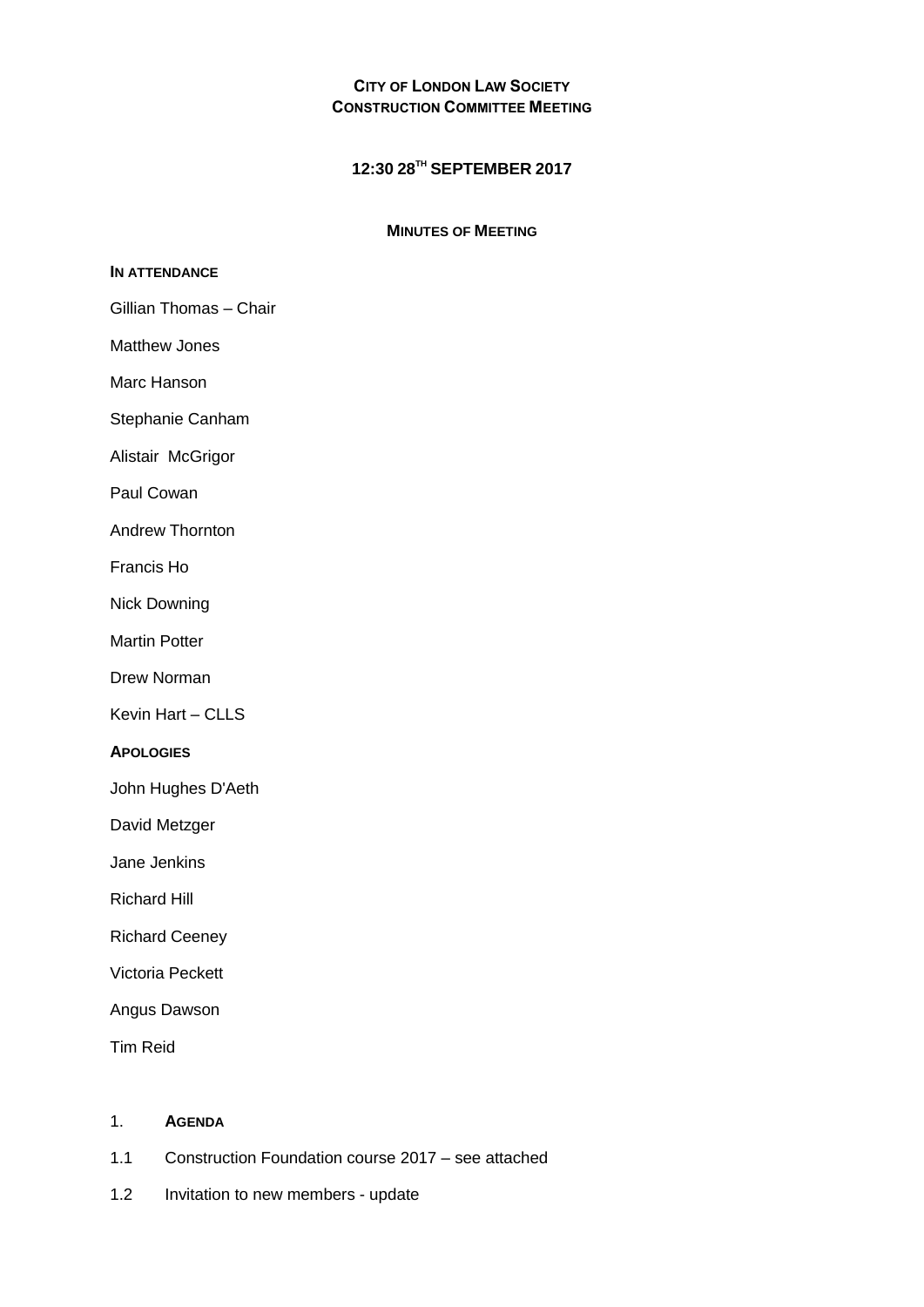# CITY OF LONDON LAW SOCIETY
# CONSTRUCTION COMMITTEE MEETING

## 12:30 28TH SEPTEMBER 2017

### MINUTES OF MEETING

**IN ATTENDANCE**

Gillian Thomas – Chair

Matthew Jones

Marc Hanson

Stephanie Canham

Alistair McGrigor

Paul Cowan

Andrew Thornton

Francis Ho

Nick Downing

Martin Potter

Drew Norman

Kevin Hart – CLLS

**APOLOGIES**

John Hughes D'Aeth

David Metzger

Jane Jenkins

Richard Hill

Richard Ceeney

Victoria Peckett

Angus Dawson

Tim Reid

1. **AGENDA**

1.1 Construction Foundation course 2017 – see attached

1.2 Invitation to new members - update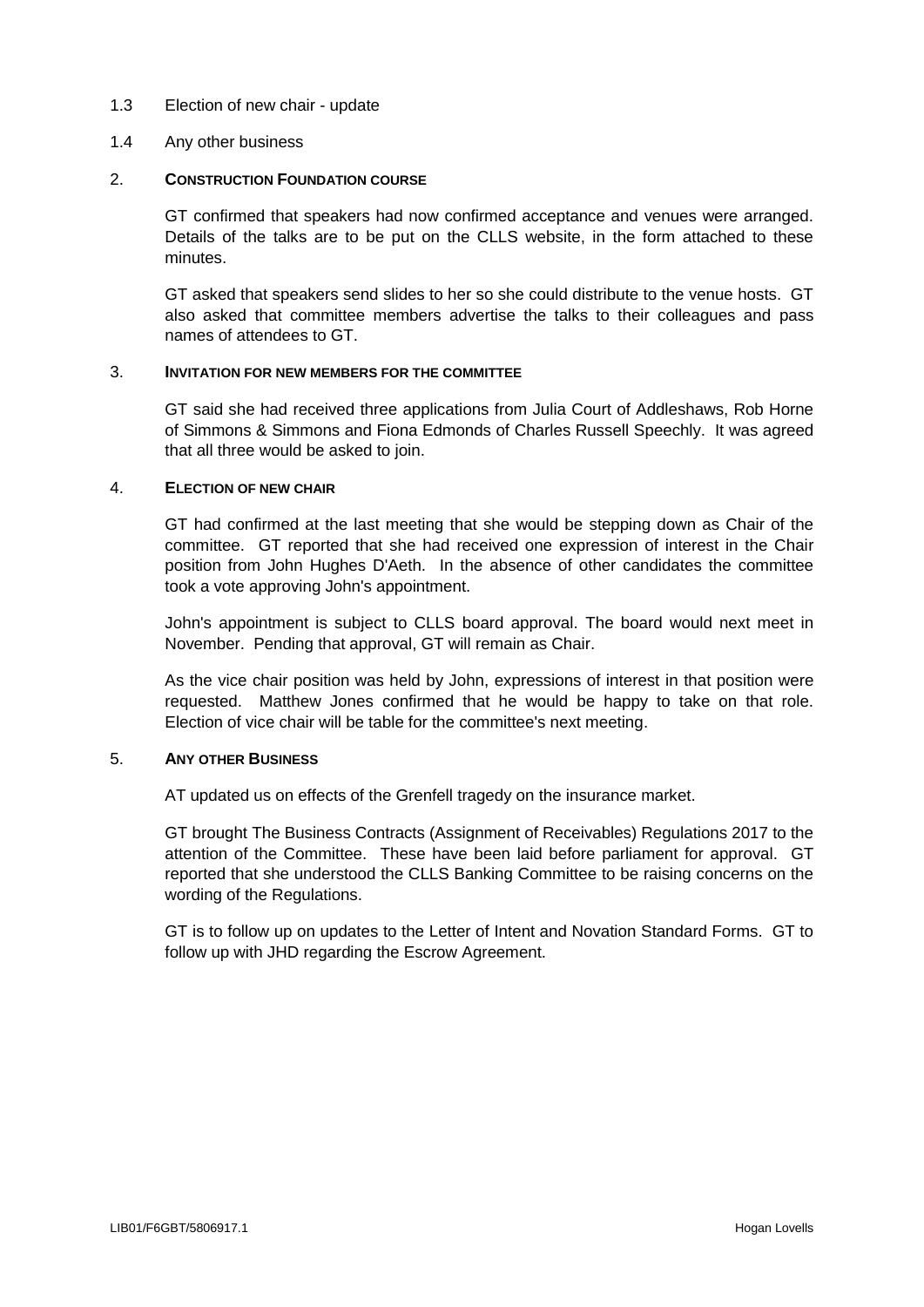1.3 Election of new chair - update

1.4 Any other business

## 2. CONSTRUCTION FOUNDATION COURSE

GT confirmed that speakers had now confirmed acceptance and venues were arranged. Details of the talks are to be put on the CLLS website, in the form attached to these minutes.

GT asked that speakers send slides to her so she could distribute to the venue hosts. GT also asked that committee members advertise the talks to their colleagues and pass names of attendees to GT.

## 3. INVITATION FOR NEW MEMBERS FOR THE COMMITTEE

GT said she had received three applications from Julia Court of Addleshaws, Rob Horne of Simmons & Simmons and Fiona Edmonds of Charles Russell Speechly. It was agreed that all three would be asked to join.

## 4. ELECTION OF NEW CHAIR

GT had confirmed at the last meeting that she would be stepping down as Chair of the committee. GT reported that she had received one expression of interest in the Chair position from John Hughes D'Aeth. In the absence of other candidates the committee took a vote approving John's appointment.

John's appointment is subject to CLLS board approval. The board would next meet in November. Pending that approval, GT will remain as Chair.

As the vice chair position was held by John, expressions of interest in that position were requested. Matthew Jones confirmed that he would be happy to take on that role. Election of vice chair will be table for the committee's next meeting.

## 5. ANY OTHER BUSINESS

AT updated us on effects of the Grenfell tragedy on the insurance market.

GT brought The Business Contracts (Assignment of Receivables) Regulations 2017 to the attention of the Committee. These have been laid before parliament for approval. GT reported that she understood the CLLS Banking Committee to be raising concerns on the wording of the Regulations.

GT is to follow up on updates to the Letter of Intent and Novation Standard Forms. GT to follow up with JHD regarding the Escrow Agreement.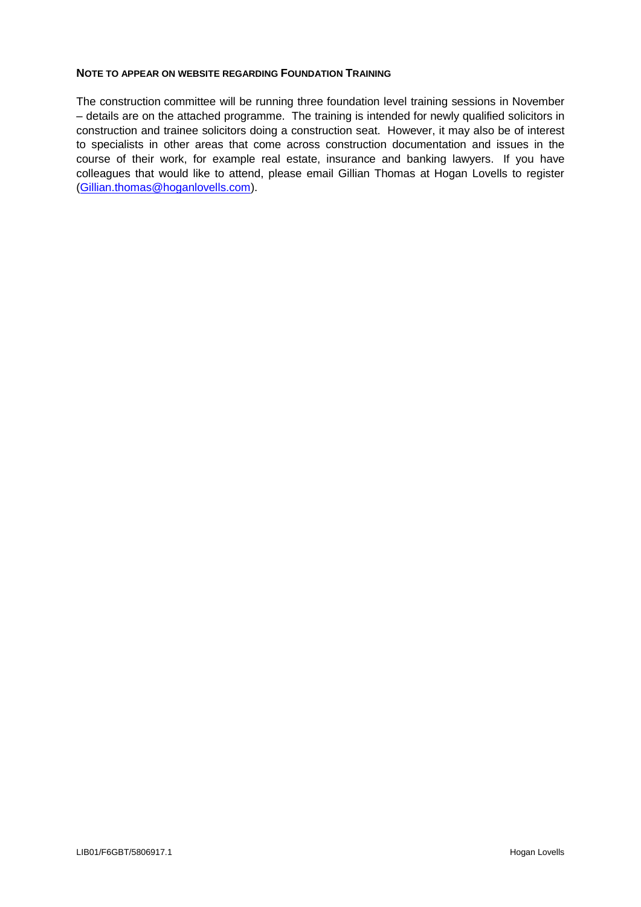**NOTE TO APPEAR ON WEBSITE REGARDING FOUNDATION TRAINING**

The construction committee will be running three foundation level training sessions in November – details are on the attached programme. The training is intended for newly qualified solicitors in construction and trainee solicitors doing a construction seat. However, it may also be of interest to specialists in other areas that come across construction documentation and issues in the course of their work, for example real estate, insurance and banking lawyers. If you have colleagues that would like to attend, please email Gillian Thomas at Hogan Lovells to register (Gillian.thomas@hoganlovells.com).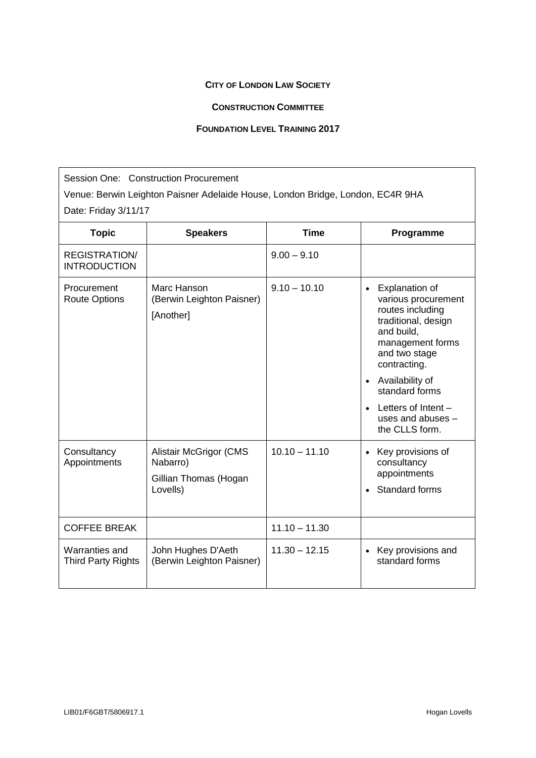**CITY OF LONDON LAW SOCIETY**

**CONSTRUCTION COMMITTEE**

**FOUNDATION LEVEL TRAINING 2017**

Session One: Construction Procurement

Venue: Berwin Leighton Paisner Adelaide House, London Bridge, London, EC4R 9HA

Date: Friday 3/11/17

| Topic | Speakers | Time | Programme |
|---|---|---|---|
| REGISTRATION/ INTRODUCTION | | 9.00 – 9.10 | |
| Procurement Route Options | Marc Hanson (Berwin Leighton Paisner)<br>[Another] | 9.10 – 10.10 | • Explanation of various procurement routes including traditional, design and build, management forms and two stage contracting.<br>• Availability of standard forms<br>• Letters of Intent – uses and abuses – the CLLS form. |
| Consultancy Appointments | Alistair McGrigor (CMS Nabarro)<br>Gillian Thomas (Hogan Lovells) | 10.10 – 11.10 | • Key provisions of consultancy appointments<br>• Standard forms |
| COFFEE BREAK | | 11.10 – 11.30 | |
| Warranties and Third Party Rights | John Hughes D'Aeth (Berwin Leighton Paisner) | 11.30 – 12.15 | • Key provisions and standard forms |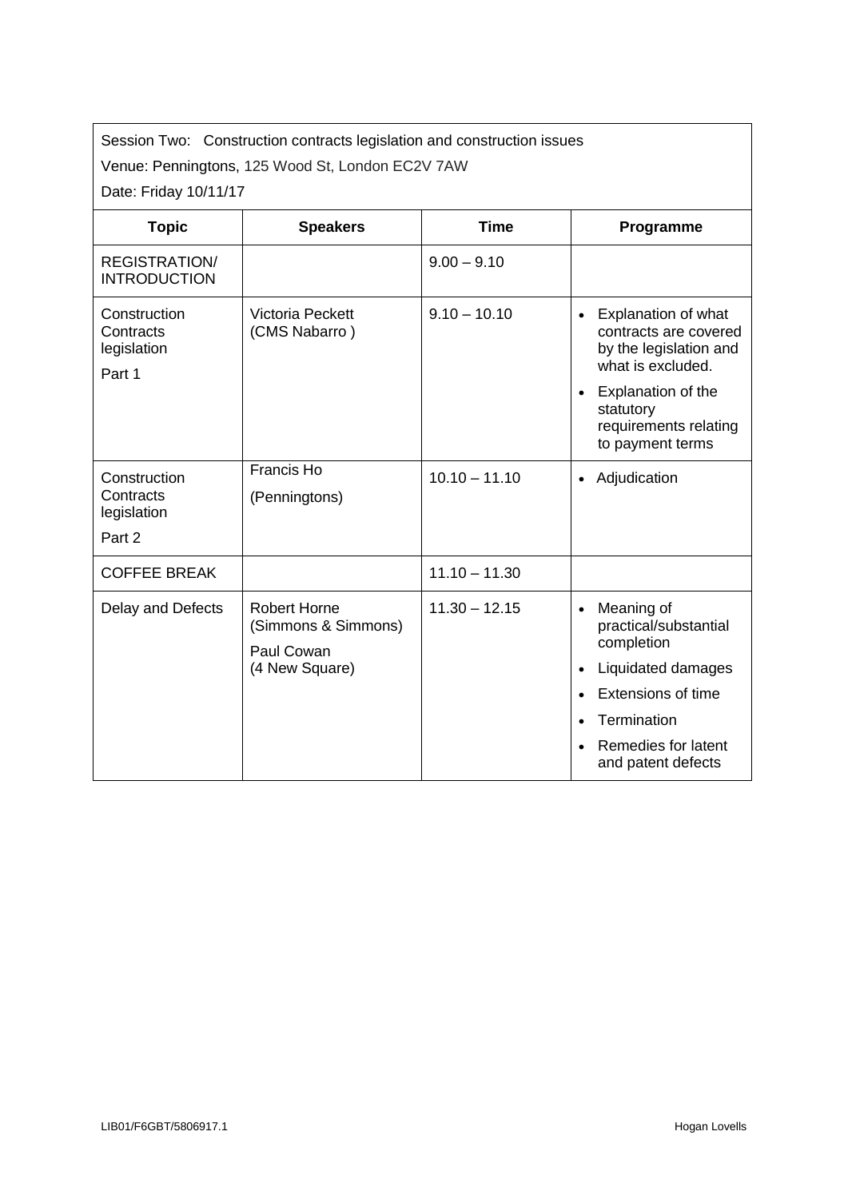Session Two: Construction contracts legislation and construction issues

Venue: Penningtons, 125 Wood St, London EC2V 7AW

Date: Friday 10/11/17

| Topic | Speakers | Time | Programme |
| --- | --- | --- | --- |
| REGISTRATION/ INTRODUCTION | | 9.00 – 9.10 | |
| Construction Contracts legislation<br>Part 1 | Victoria Peckett (CMS Nabarro ) | 9.10 – 10.10 | • Explanation of what contracts are covered by the legislation and what is excluded.<br>• Explanation of the statutory requirements relating to payment terms |
| Construction Contracts legislation<br>Part 2 | Francis Ho<br>(Penningtons) | 10.10 – 11.10 | • Adjudication |
| COFFEE BREAK | | 11.10 – 11.30 | |
| Delay and Defects | Robert Horne (Simmons & Simmons)<br>Paul Cowan<br>(4 New Square) | 11.30 – 12.15 | • Meaning of practical/substantial completion<br>• Liquidated damages<br>• Extensions of time<br>• Termination<br>• Remedies for latent and patent defects |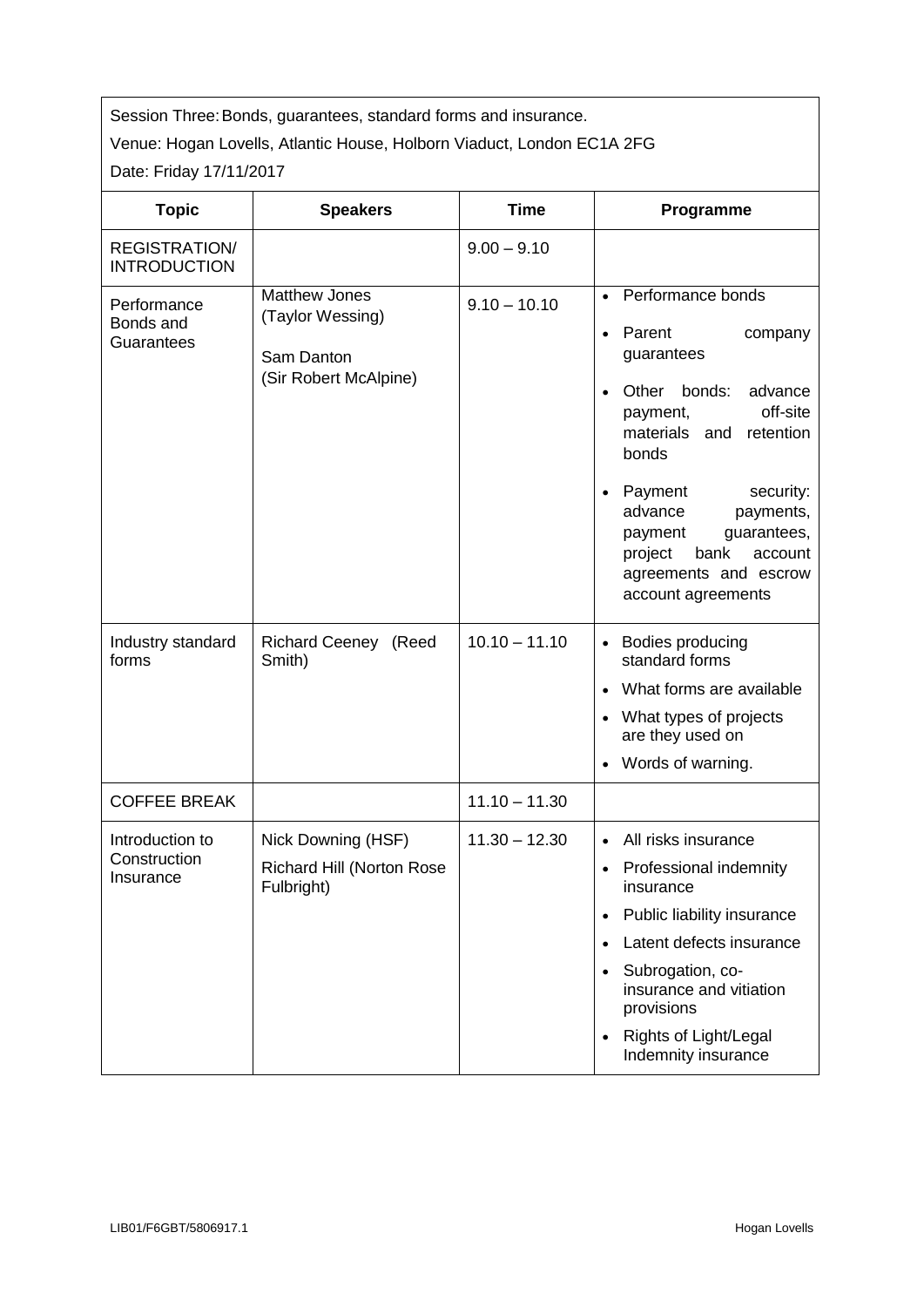Session Three: Bonds, guarantees, standard forms and insurance.

Venue: Hogan Lovells, Atlantic House, Holborn Viaduct, London EC1A 2FG

Date: Friday 17/11/2017

| Topic | Speakers | Time | Programme |
|---|---|---|---|
| REGISTRATION/ INTRODUCTION | | 9.00 – 9.10 | |
| Performance Bonds and Guarantees | Matthew Jones (Taylor Wessing)<br><br>Sam Danton (Sir Robert McAlpine) | 9.10 – 10.10 | • Performance bonds<br>• Parent company guarantees<br>• Other bonds: advance payment, off-site materials and retention bonds<br>• Payment security: advance payments, payment guarantees, project bank account agreements and escrow account agreements |
| Industry standard forms | Richard Ceeney (Reed Smith) | 10.10 – 11.10 | • Bodies producing standard forms<br>• What forms are available<br>• What types of projects are they used on<br>• Words of warning. |
| COFFEE BREAK | | 11.10 – 11.30 | |
| Introduction to Construction Insurance | Nick Downing (HSF)<br><br>Richard Hill (Norton Rose Fulbright) | 11.30 – 12.30 | • All risks insurance<br>• Professional indemnity insurance<br>• Public liability insurance<br>• Latent defects insurance<br>• Subrogation, co-insurance and vitiation provisions<br>• Rights of Light/Legal Indemnity insurance |

LIB01/F6GBT/5806917.1 Hogan Lovells